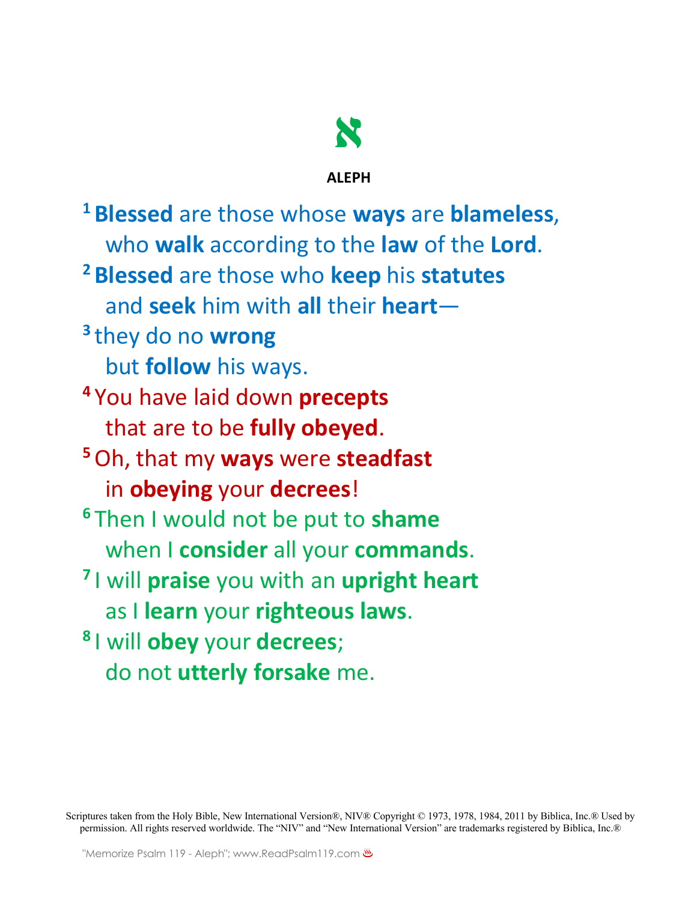# א

## ALEPH

[1] **Blessed** are those whose **ways** are **blameless**,
who **walk** according to the **law** of the **Lord**.

[2] **Blessed** are those who **keep** his **statutes**
and **seek** him with **all** their **heart**—

[3] they do no **wrong**
but **follow** his ways.

[4] You have laid down **precepts**
that are to be **fully obeyed**.

[5] Oh, that my **ways** were **steadfast**
in **obeying** your **decrees**!

[6] Then I would not be put to **shame**
when I **consider** all your **commands**.

[7] I will **praise** you with an **upright heart**
as I **learn** your **righteous laws**.

[8] I will **obey** your **decrees**;
do not **utterly forsake** me.

Scriptures taken from the Holy Bible, New International Version®, NIV® Copyright © 1973, 1978, 1984, 2011 by Biblica, Inc.® Used by permission. All rights reserved worldwide. The "NIV" and "New International Version" are trademarks registered by Biblica, Inc.®

"Memorize Psalm 119 - Aleph"; www.ReadPsalm119.com ♨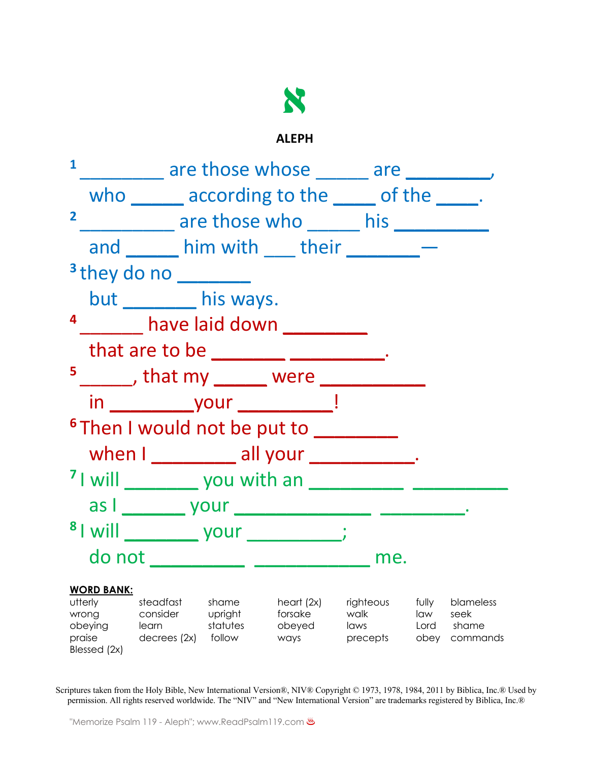# א

## ALEPH

1 _________ are those whose _____ are _________,
who _____ according to the ____ of the ____.
2 __________ are those who _____ his __________
and _____ him with ___ their _______—
3 they do no _______
but ________ his ways.
4 ______ have laid down ________
that are to be _______ _________.
5 _____, that my _____ were ___________
in ________your _________!
6 Then I would not be put to ________
when I ________ all your ___________.
7 I will _______ you with an _________ _________
as I ______ your _____________ _________.
8 I will _______ your __________;
do not _________ ___________ me.

**WORD BANK:**

| | | | | | | |
|---|---|---|---|---|---|---|
| utterly | steadfast | shame | heart (2x) | righteous | fully | blameless |
| wrong | consider | upright | forsake | walk | law | seek |
| obeying | learn | statutes | obeyed | laws | Lord | shame |
| praise | decrees (2x) | follow | ways | precepts | obey | commands |
| Blessed (2x) | | | | | | |

Scriptures taken from the Holy Bible, New International Version®, NIV® Copyright © 1973, 1978, 1984, 2011 by Biblica, Inc.® Used by permission. All rights reserved worldwide. The "NIV" and "New International Version" are trademarks registered by Biblica, Inc.®

"Memorize Psalm 119 - Aleph"; www.ReadPsalm119.com